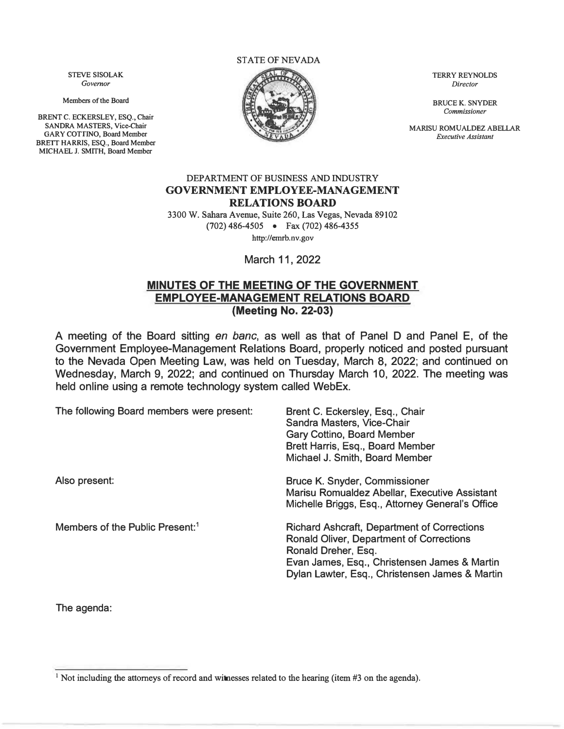STATE OF NEVADA

STEVE SISOLAK
*Governor*

Members of the Board

BRENT C. ECKERSLEY, ESQ., Chair
SANDRA MASTERS, Vice-Chair
GARY COTTINO, Board Member
BRETT HARRIS, ESQ., Board Member
MICHAEL J. SMITH, Board Member

TERRY REYNOLDS
*Director*

BRUCE K. SNYDER
*Commissioner*

MARISU ROMUALDEZ ABELLAR
*Executive Assistant*

DEPARTMENT OF BUSINESS AND INDUSTRY
**GOVERNMENT EMPLOYEE-MANAGEMENT RELATIONS BOARD**
3300 W. Sahara Avenue, Suite 260, Las Vegas, Nevada 89102
(702) 486-4505 • Fax (702) 486-4355
http://emrb.nv.gov

March 11, 2022

## MINUTES OF THE MEETING OF THE GOVERNMENT EMPLOYEE-MANAGEMENT RELATIONS BOARD (Meeting No. 22-03)

A meeting of the Board sitting *en banc*, as well as that of Panel D and Panel E, of the Government Employee-Management Relations Board, properly noticed and posted pursuant to the Nevada Open Meeting Law, was held on Tuesday, March 8, 2022; and continued on Wednesday, March 9, 2022; and continued on Thursday March 10, 2022. The meeting was held online using a remote technology system called WebEx.

The following Board members were present:
- Brent C. Eckersley, Esq., Chair
- Sandra Masters, Vice-Chair
- Gary Cottino, Board Member
- Brett Harris, Esq., Board Member
- Michael J. Smith, Board Member

Also present:
- Bruce K. Snyder, Commissioner
- Marisu Romualdez Abellar, Executive Assistant
- Michelle Briggs, Esq., Attorney General's Office

Members of the Public Present:[1]
- Richard Ashcraft, Department of Corrections
- Ronald Oliver, Department of Corrections
- Ronald Dreher, Esq.
- Evan James, Esq., Christensen James & Martin
- Dylan Lawter, Esq., Christensen James & Martin

The agenda:

[1] Not including the attorneys of record and witnesses related to the hearing (item #3 on the agenda).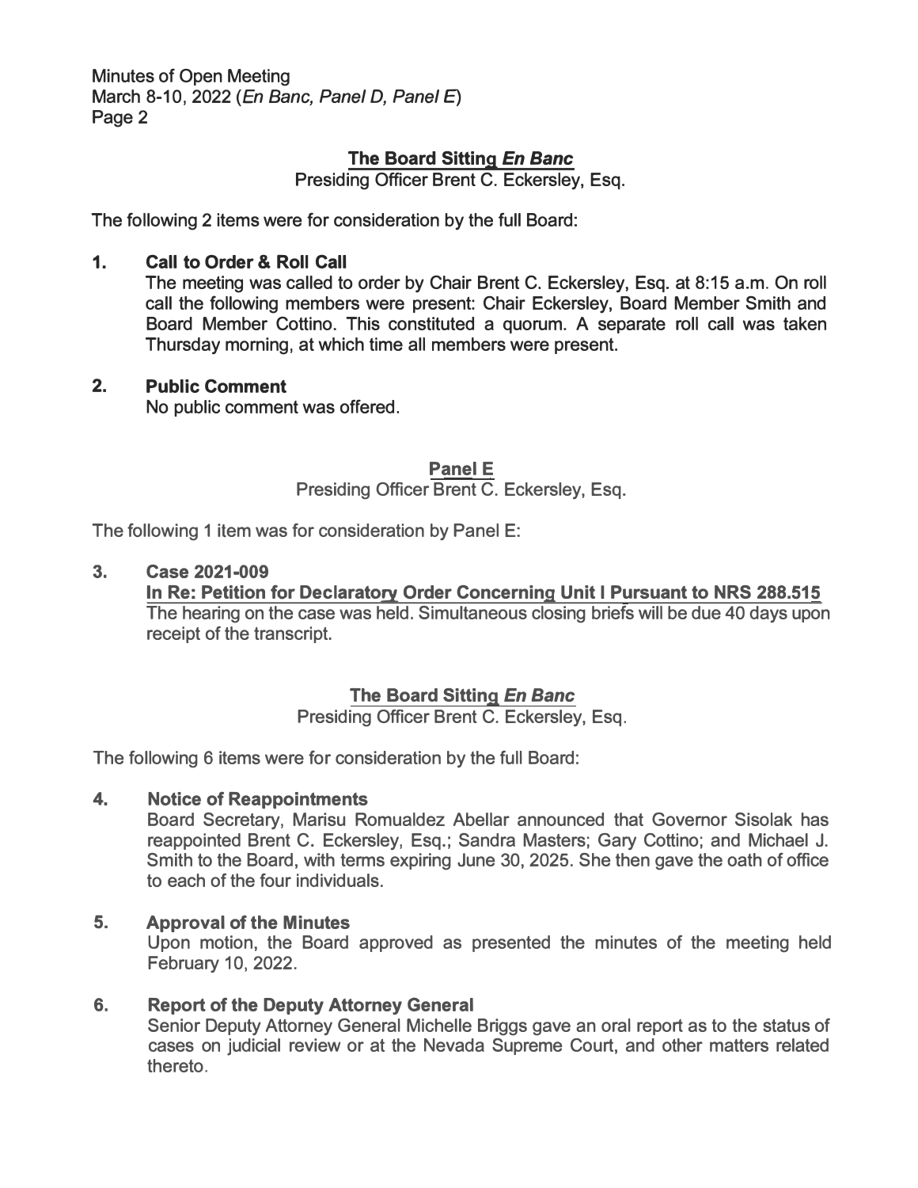## The Board Sitting *En Banc*

Presiding Officer Brent C. Eckersley, Esq.

The following 2 items were for consideration by the full Board:

**1. Call to Order & Roll Call**

The meeting was called to order by Chair Brent C. Eckersley, Esq. at 8:15 a.m. On roll call the following members were present: Chair Eckersley, Board Member Smith and Board Member Cottino. This constituted a quorum. A separate roll call was taken Thursday morning, at which time all members were present.

**2. Public Comment**

No public comment was offered.

## Panel E

Presiding Officer Brent C. Eckersley, Esq.

The following 1 item was for consideration by Panel E:

**3. Case 2021-009**

**In Re: Petition for Declaratory Order Concerning Unit I Pursuant to NRS 288.515**

The hearing on the case was held. Simultaneous closing briefs will be due 40 days upon receipt of the transcript.

## The Board Sitting *En Banc*

Presiding Officer Brent C. Eckersley, Esq.

The following 6 items were for consideration by the full Board:

**4. Notice of Reappointments**

Board Secretary, Marisu Romualdez Abellar announced that Governor Sisolak has reappointed Brent C. Eckersley, Esq.; Sandra Masters; Gary Cottino; and Michael J. Smith to the Board, with terms expiring June 30, 2025. She then gave the oath of office to each of the four individuals.

**5. Approval of the Minutes**

Upon motion, the Board approved as presented the minutes of the meeting held February 10, 2022.

**6. Report of the Deputy Attorney General**

Senior Deputy Attorney General Michelle Briggs gave an oral report as to the status of cases on judicial review or at the Nevada Supreme Court, and other matters related thereto.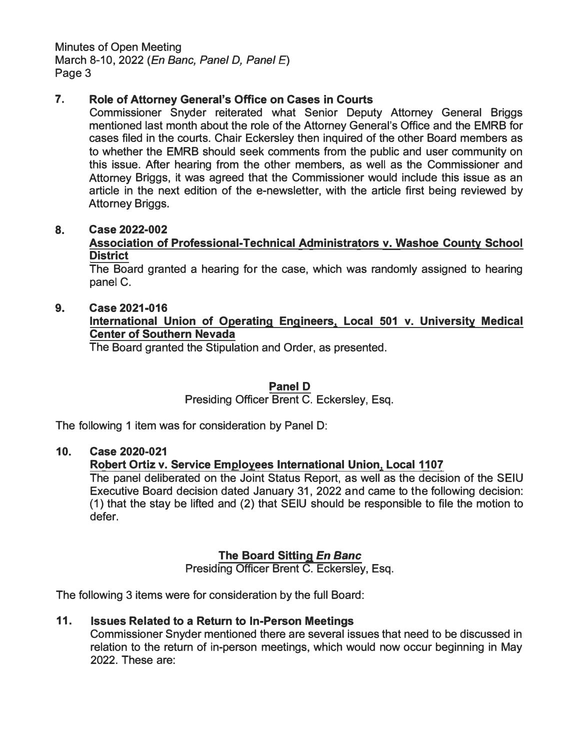7. **Role of Attorney General's Office on Cases in Courts**
   Commissioner Snyder reiterated what Senior Deputy Attorney General Briggs mentioned last month about the role of the Attorney General's Office and the EMRB for cases filed in the courts. Chair Eckersley then inquired of the other Board members as to whether the EMRB should seek comments from the public and user community on this issue. After hearing from the other members, as well as the Commissioner and Attorney Briggs, it was agreed that the Commissioner would include this issue as an article in the next edition of the e-newsletter, with the article first being reviewed by Attorney Briggs.

8. **Case 2022-002**
   **<u>Association of Professional-Technical Administrators v. Washoe County School District</u>**
   The Board granted a hearing for the case, which was randomly assigned to hearing panel C.

9. **Case 2021-016**
   **<u>International Union of Operating Engineers, Local 501 v. University Medical Center of Southern Nevada</u>**
   The Board granted the Stipulation and Order, as presented.

## <u>Panel D</u>

Presiding Officer Brent C. Eckersley, Esq.

The following 1 item was for consideration by Panel D:

10. **Case 2020-021**
    **<u>Robert Ortiz v. Service Employees International Union, Local 1107</u>**
    The panel deliberated on the Joint Status Report, as well as the decision of the SEIU Executive Board decision dated January 31, 2022 and came to the following decision: (1) that the stay be lifted and (2) that SEIU should be responsible to file the motion to defer.

## <u>The Board Sitting *En Banc*</u>

Presiding Officer Brent C. Eckersley, Esq.

The following 3 items were for consideration by the full Board:

11. **Issues Related to a Return to In-Person Meetings**
    Commissioner Snyder mentioned there are several issues that need to be discussed in relation to the return of in-person meetings, which would now occur beginning in May 2022. These are: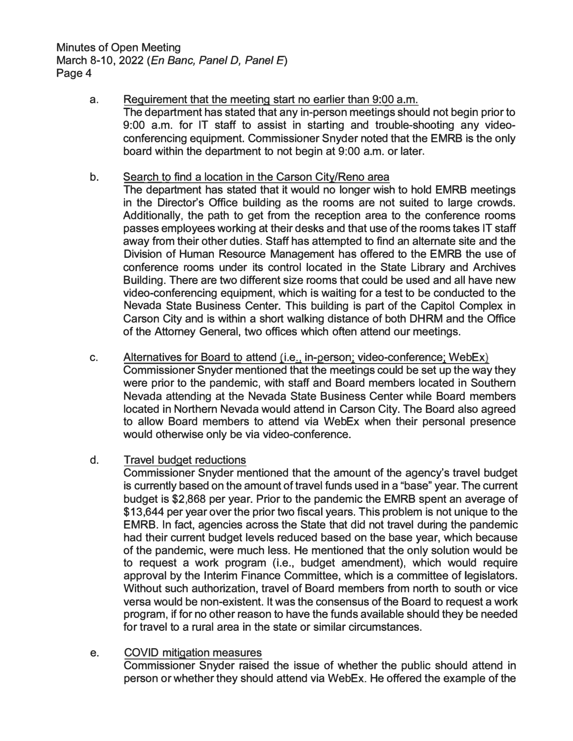a. Requirement that the meeting start no earlier than 9:00 a.m.

The department has stated that any in-person meetings should not begin prior to 9:00 a.m. for IT staff to assist in starting and trouble-shooting any video-conferencing equipment. Commissioner Snyder noted that the EMRB is the only board within the department to not begin at 9:00 a.m. or later.

b. Search to find a location in the Carson City/Reno area

The department has stated that it would no longer wish to hold EMRB meetings in the Director's Office building as the rooms are not suited to large crowds. Additionally, the path to get from the reception area to the conference rooms passes employees working at their desks and that use of the rooms takes IT staff away from their other duties. Staff has attempted to find an alternate site and the Division of Human Resource Management has offered to the EMRB the use of conference rooms under its control located in the State Library and Archives Building. There are two different size rooms that could be used and all have new video-conferencing equipment, which is waiting for a test to be conducted to the Nevada State Business Center. This building is part of the Capitol Complex in Carson City and is within a short walking distance of both DHRM and the Office of the Attorney General, two offices which often attend our meetings.

c. Alternatives for Board to attend (i.e., in-person; video-conference; WebEx)

Commissioner Snyder mentioned that the meetings could be set up the way they were prior to the pandemic, with staff and Board members located in Southern Nevada attending at the Nevada State Business Center while Board members located in Northern Nevada would attend in Carson City. The Board also agreed to allow Board members to attend via WebEx when their personal presence would otherwise only be via video-conference.

d. Travel budget reductions

Commissioner Snyder mentioned that the amount of the agency's travel budget is currently based on the amount of travel funds used in a "base" year. The current budget is $2,868 per year. Prior to the pandemic the EMRB spent an average of $13,644 per year over the prior two fiscal years. This problem is not unique to the EMRB. In fact, agencies across the State that did not travel during the pandemic had their current budget levels reduced based on the base year, which because of the pandemic, were much less. He mentioned that the only solution would be to request a work program (i.e., budget amendment), which would require approval by the Interim Finance Committee, which is a committee of legislators. Without such authorization, travel of Board members from north to south or vice versa would be non-existent. It was the consensus of the Board to request a work program, if for no other reason to have the funds available should they be needed for travel to a rural area in the state or similar circumstances.

e. COVID mitigation measures

Commissioner Snyder raised the issue of whether the public should attend in person or whether they should attend via WebEx. He offered the example of the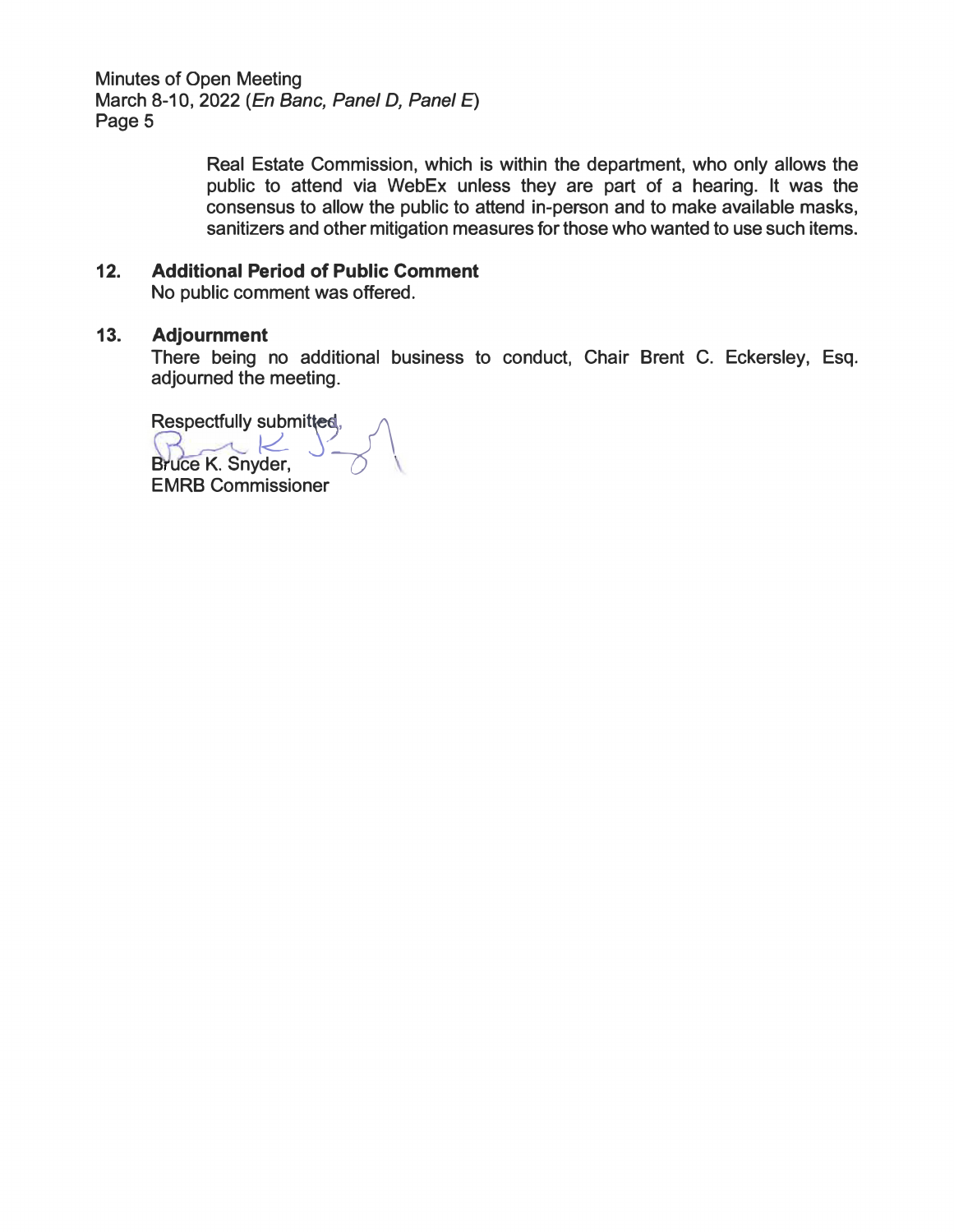Real Estate Commission, which is within the department, who only allows the public to attend via WebEx unless they are part of a hearing. It was the consensus to allow the public to attend in-person and to make available masks, sanitizers and other mitigation measures for those who wanted to use such items.

**12. Additional Period of Public Comment**

No public comment was offered.

**13. Adjournment**

There being no additional business to conduct, Chair Brent C. Eckersley, Esq. adjourned the meeting.

Respectfully submitted,

Bruce K. Snyder,
EMRB Commissioner